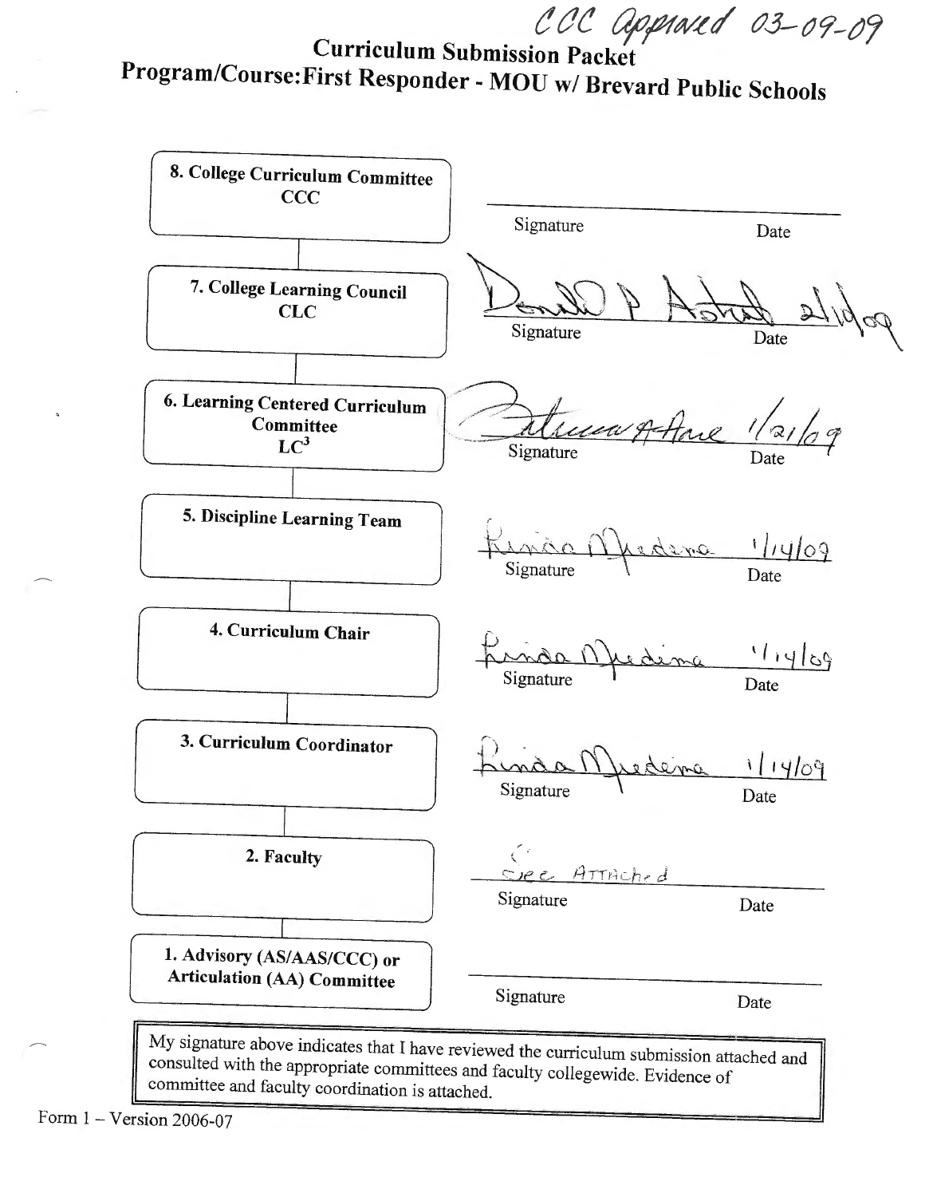CCC Approved 03-09-09

# Curriculum Submission Packet
# Program/Course: First Responder - MOU w/ Brevard Public Schools

| Step | Signature | Date |
|---|---|---|
| 8. College Curriculum Committee CCC | | |
| 7. College Learning Council CLC | Donald P Astrab | 2/10/09 |
| 6. Learning Centered Curriculum Committee $LC^3$ | Catherine A Hare | 1/21/09 |
| 5. Discipline Learning Team | Linda Medina | 1/14/09 |
| 4. Curriculum Chair | Linda Medina | 1/14/09 |
| 3. Curriculum Coordinator | Linda Medina | 1/14/09 |
| 2. Faculty | See Attached | |
| 1. Advisory (AS/AAS/CCC) or Articulation (AA) Committee | | |

My signature above indicates that I have reviewed the curriculum submission attached and consulted with the appropriate committees and faculty collegewide. Evidence of committee and faculty coordination is attached.

Form 1 – Version 2006-07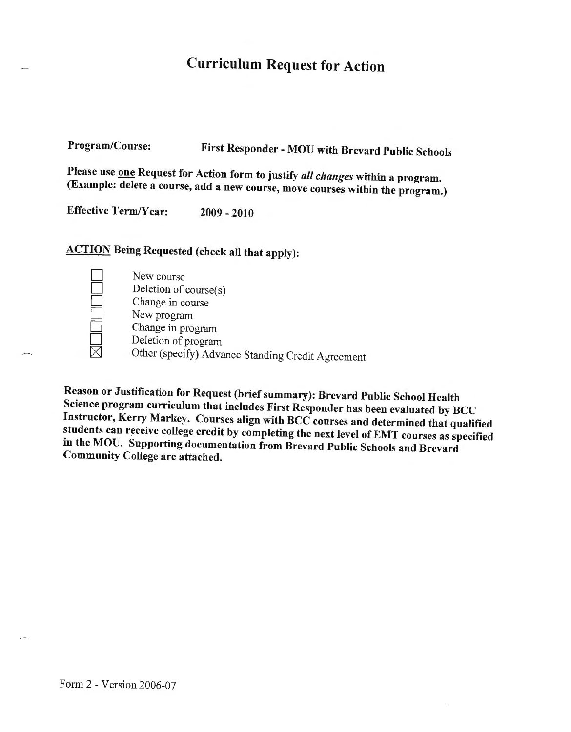# Curriculum Request for Action

**Program/Course:** **First Responder - MOU with Brevard Public Schools**

**Please use one Request for Action form to justify *all changes* within a program. (Example: delete a course, add a new course, move courses within the program.)**

**Effective Term/Year:** **2009 - 2010**

**ACTION Being Requested (check all that apply):**

- ☐ New course
- ☐ Deletion of course(s)
- ☐ Change in course
- ☐ New program
- ☐ Change in program
- ☐ Deletion of program
- ☒ Other (specify) Advance Standing Credit Agreement

**Reason or Justification for Request (brief summary): Brevard Public School Health Science program curriculum that includes First Responder has been evaluated by BCC Instructor, Kerry Markey. Courses align with BCC courses and determined that qualified students can receive college credit by completing the next level of EMT courses as specified in the MOU. Supporting documentation from Brevard Public Schools and Brevard Community College are attached.**

Form 2 - Version 2006-07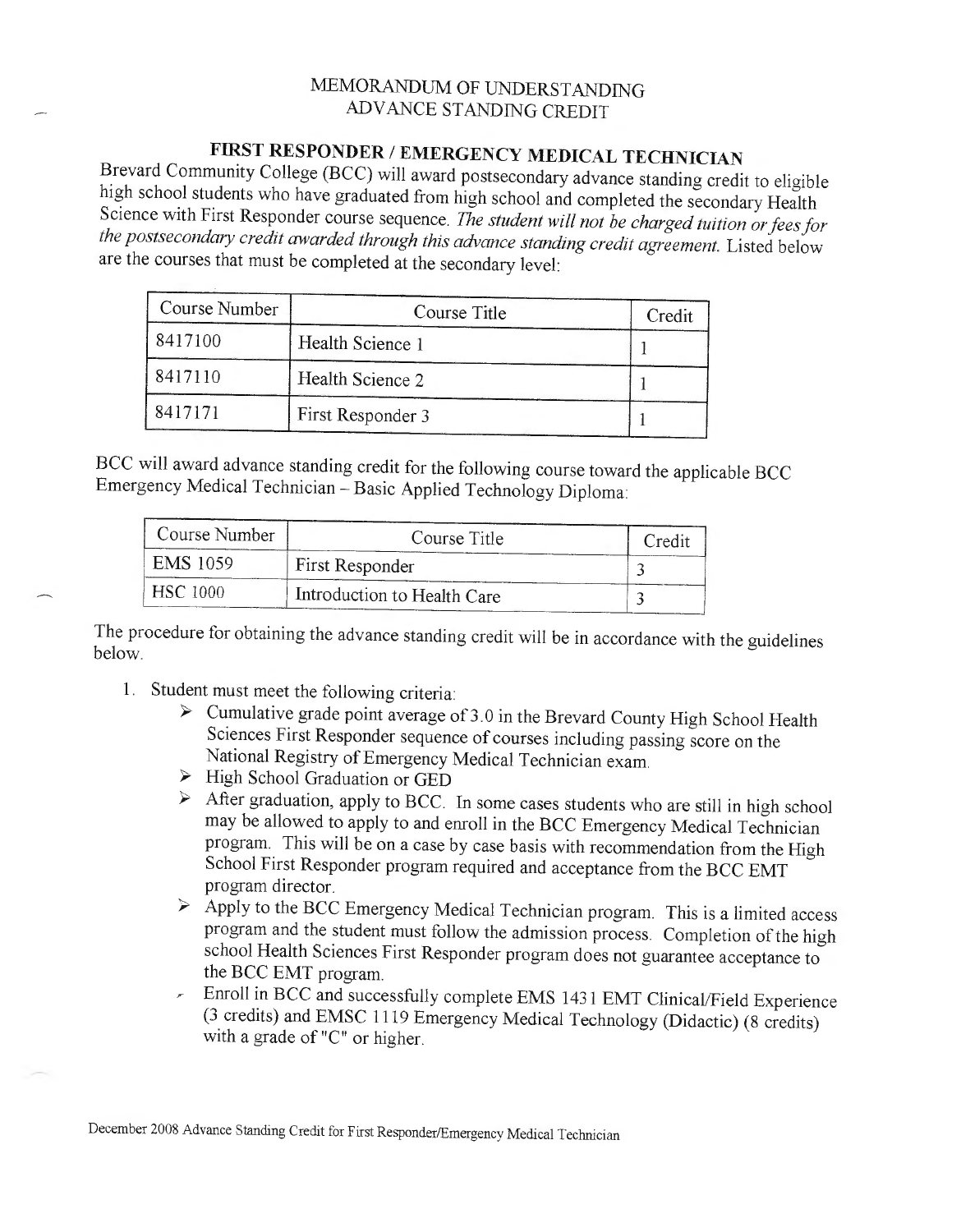MEMORANDUM OF UNDERSTANDING
ADVANCE STANDING CREDIT

## FIRST RESPONDER / EMERGENCY MEDICAL TECHNICIAN

Brevard Community College (BCC) will award postsecondary advance standing credit to eligible high school students who have graduated from high school and completed the secondary Health Science with First Responder course sequence. *The student will not be charged tuition or fees for the postsecondary credit awarded through this advance standing credit agreement.* Listed below are the courses that must be completed at the secondary level:

| Course Number | Course Title | Credit |
|---|---|---|
| 8417100 | Health Science 1 | 1 |
| 8417110 | Health Science 2 | 1 |
| 8417171 | First Responder 3 | 1 |

BCC will award advance standing credit for the following course toward the applicable BCC Emergency Medical Technician – Basic Applied Technology Diploma:

| Course Number | Course Title | Credit |
|---|---|---|
| EMS 1059 | First Responder | 3 |
| HSC 1000 | Introduction to Health Care | 3 |

The procedure for obtaining the advance standing credit will be in accordance with the guidelines below.

1. Student must meet the following criteria:
   - Cumulative grade point average of 3.0 in the Brevard County High School Health Sciences First Responder sequence of courses including passing score on the National Registry of Emergency Medical Technician exam.
   - High School Graduation or GED
   - After graduation, apply to BCC. In some cases students who are still in high school may be allowed to apply to and enroll in the BCC Emergency Medical Technician program. This will be on a case by case basis with recommendation from the High School First Responder program required and acceptance from the BCC EMT program director.
   - Apply to the BCC Emergency Medical Technician program. This is a limited access program and the student must follow the admission process. Completion of the high school Health Sciences First Responder program does not guarantee acceptance to the BCC EMT program.
   - Enroll in BCC and successfully complete EMS 1431 EMT Clinical/Field Experience (3 credits) and EMSC 1119 Emergency Medical Technology (Didactic) (8 credits) with a grade of "C" or higher.

December 2008 Advance Standing Credit for First Responder/Emergency Medical Technician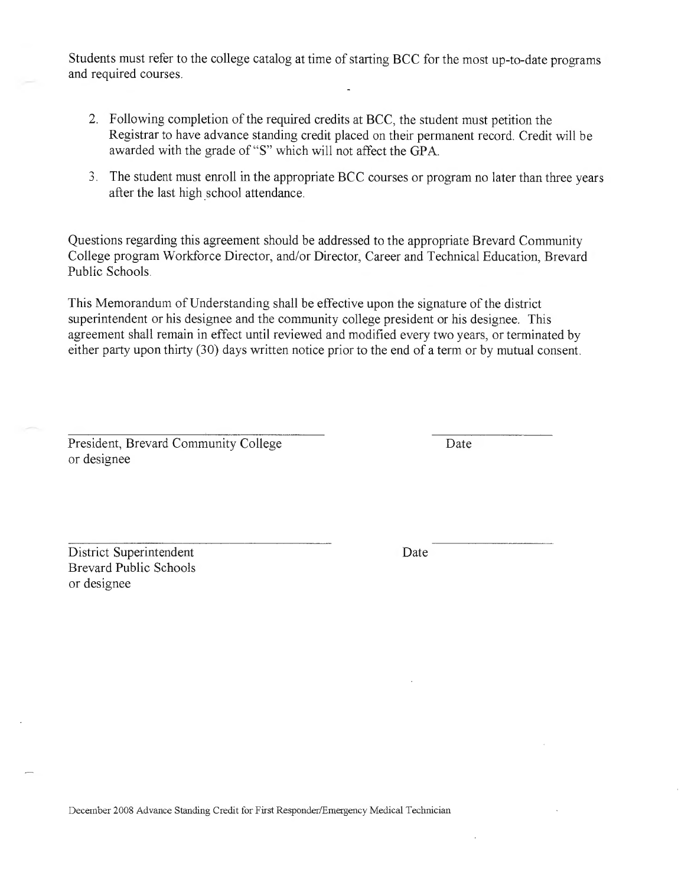Students must refer to the college catalog at time of starting BCC for the most up-to-date programs and required courses.

2. Following completion of the required credits at BCC, the student must petition the Registrar to have advance standing credit placed on their permanent record. Credit will be awarded with the grade of "S" which will not affect the GPA.
3. The student must enroll in the appropriate BCC courses or program no later than three years after the last high school attendance.

Questions regarding this agreement should be addressed to the appropriate Brevard Community College program Workforce Director, and/or Director, Career and Technical Education, Brevard Public Schools.

This Memorandum of Understanding shall be effective upon the signature of the district superintendent or his designee and the community college president or his designee. This agreement shall remain in effect until reviewed and modified every two years, or terminated by either party upon thirty (30) days written notice prior to the end of a term or by mutual consent.

\_\_\_\_\_\_\_\_\_\_\_\_\_\_\_\_\_\_\_\_\_\_\_\_\_\_\_\_\_\_\_\_\_\_\_\_\_\_ \_\_\_\_\_\_\_\_\_\_\_\_\_\_\_\_

President, Brevard Community College or designee — Date

\_\_\_\_\_\_\_\_\_\_\_\_\_\_\_\_\_\_\_\_\_\_\_\_\_\_\_\_\_\_\_\_\_\_\_\_\_\_ \_\_\_\_\_\_\_\_\_\_\_\_\_\_\_\_

District Superintendent Brevard Public Schools or designee — Date

December 2008 Advance Standing Credit for First Responder/Emergency Medical Technician